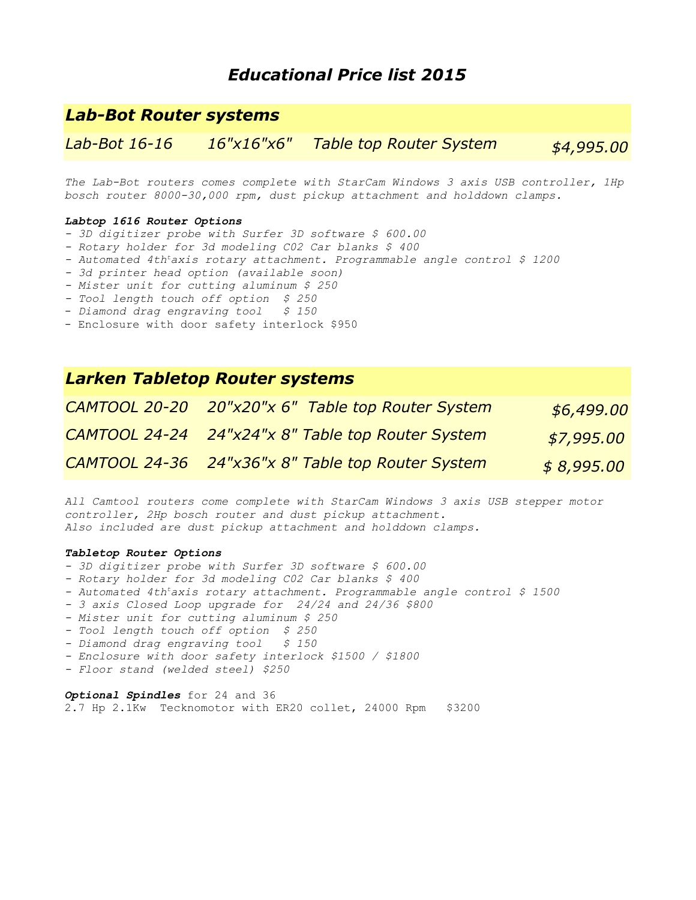# *Educational Price list 2015*

## *Lab-Bot Router systems*

| | | | |
|---|---|---|---|
| *Lab-Bot 16-16* | *16"x16"x6"* | *Table top Router System* | *$4,995.00* |

*The Lab-Bot routers comes complete with StarCam Windows 3 axis USB controller, 1Hp bosch router 8000-30,000 rpm, dust pickup attachment and holddown clamps.*

***Labtop 1616 Router Options***

- *3D digitizer probe with Surfer 3D software $ 600.00*
- *Rotary holder for 3d modeling C02 Car blanks $ 400*
- *Automated 4th axis rotary attachment. Programmable angle control $ 1200*
- *3d printer head option (available soon)*
- *Mister unit for cutting aluminum $ 250*
- *Tool length touch off option $ 250*
- *Diamond drag engraving tool $ 150*
- Enclosure with door safety interlock $950

## *Larken Tabletop Router systems*

| | | | |
|---|---|---|---|
| *CAMTOOL 20-20* | *20"x20"x 6"* | *Table top Router System* | *$6,499.00* |
| *CAMTOOL 24-24* | *24"x24"x 8"* | *Table top Router System* | *$7,995.00* |
| *CAMTOOL 24-36* | *24"x36"x 8"* | *Table top Router System* | *$ 8,995.00* |

*All Camtool routers come complete with StarCam Windows 3 axis USB stepper motor controller, 2Hp bosch router and dust pickup attachment.*
*Also included are dust pickup attachment and holddown clamps.*

***Tabletop Router Options***

- *3D digitizer probe with Surfer 3D software $ 600.00*
- *Rotary holder for 3d modeling C02 Car blanks $ 400*
- *Automated 4th axis rotary attachment. Programmable angle control $ 1500*
- *3 axis Closed Loop upgrade for 24/24 and 24/36 $800*
- *Mister unit for cutting aluminum $ 250*
- *Tool length touch off option $ 250*
- *Diamond drag engraving tool $ 150*
- *Enclosure with door safety interlock $1500 / $1800*
- *Floor stand (welded steel) $250*

***Optional Spindles*** for 24 and 36
2.7 Hp 2.1Kw Tecknomotor with ER20 collet, 24000 Rpm $3200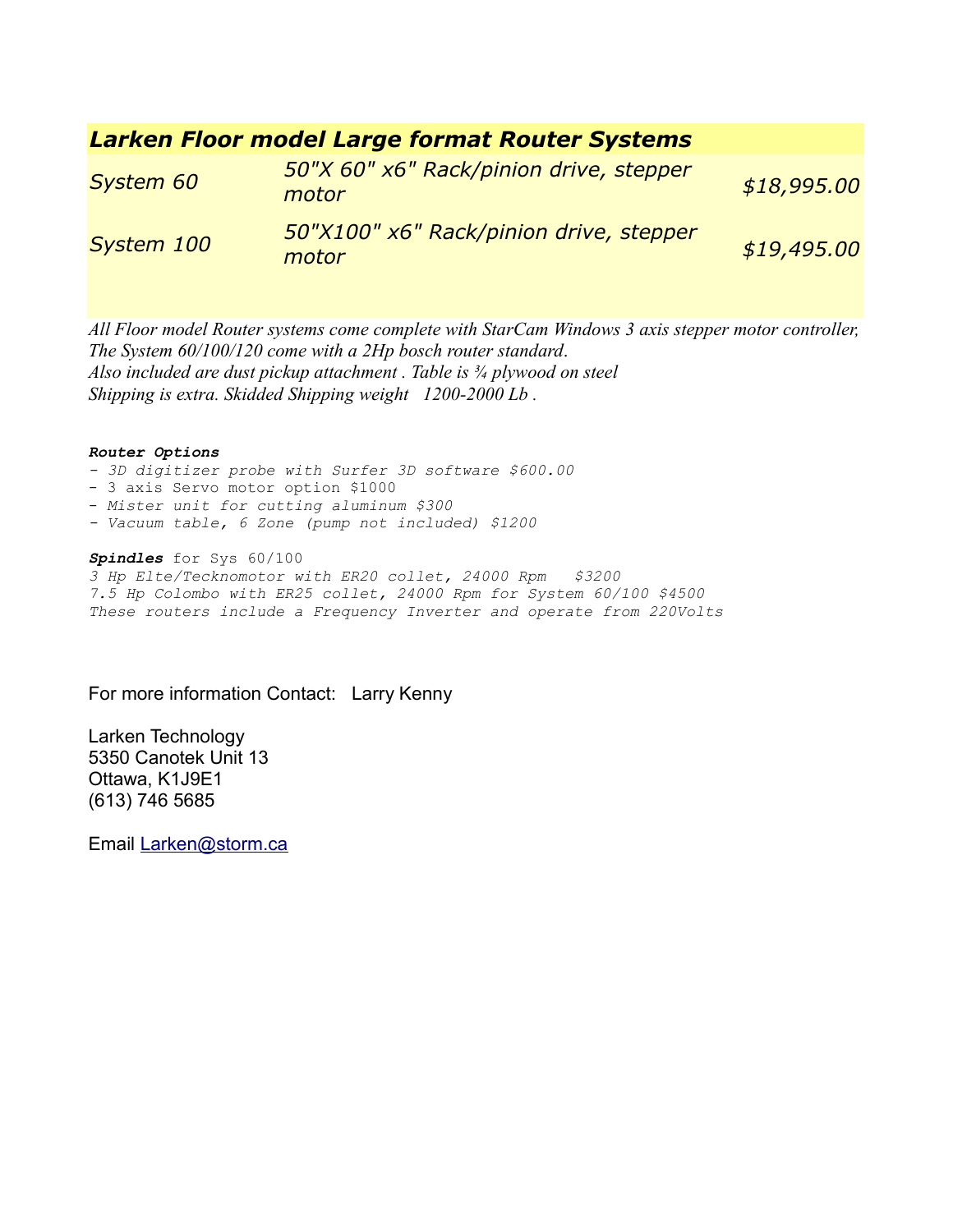| *Larken Floor model Large format Router Systems* | | |
|---|---|---|
| *System 60* | *50"X 60" x6" Rack/pinion drive, stepper motor* | *$18,995.00* |
| *System 100* | *50"X100" x6" Rack/pinion drive, stepper motor* | *$19,495.00* |

*All Floor model Router systems come complete with StarCam Windows 3 axis stepper motor controller,*
*The System 60/100/120 come with a 2Hp bosch router standard.*
*Also included are dust pickup attachment . Table is ¾ plywood on steel*
*Shipping is extra. Skidded Shipping weight 1200-2000 Lb .*

***Router Options***

- *3D digitizer probe with Surfer 3D software $600.00*
- *3 axis Servo motor option $1000*
- *Mister unit for cutting aluminum $300*
- *Vacuum table, 6 Zone (pump not included) $1200*

***Spindles*** for Sys 60/100

*3 Hp Elte/Tecknomotor with ER20 collet, 24000 Rpm $3200*
*7.5 Hp Colombo with ER25 collet, 24000 Rpm for System 60/100 $4500*
*These routers include a Frequency Inverter and operate from 220Volts*

For more information Contact: Larry Kenny

Larken Technology
5350 Canotek Unit 13
Ottawa, K1J9E1
(613) 746 5685

Email Larken@storm.ca